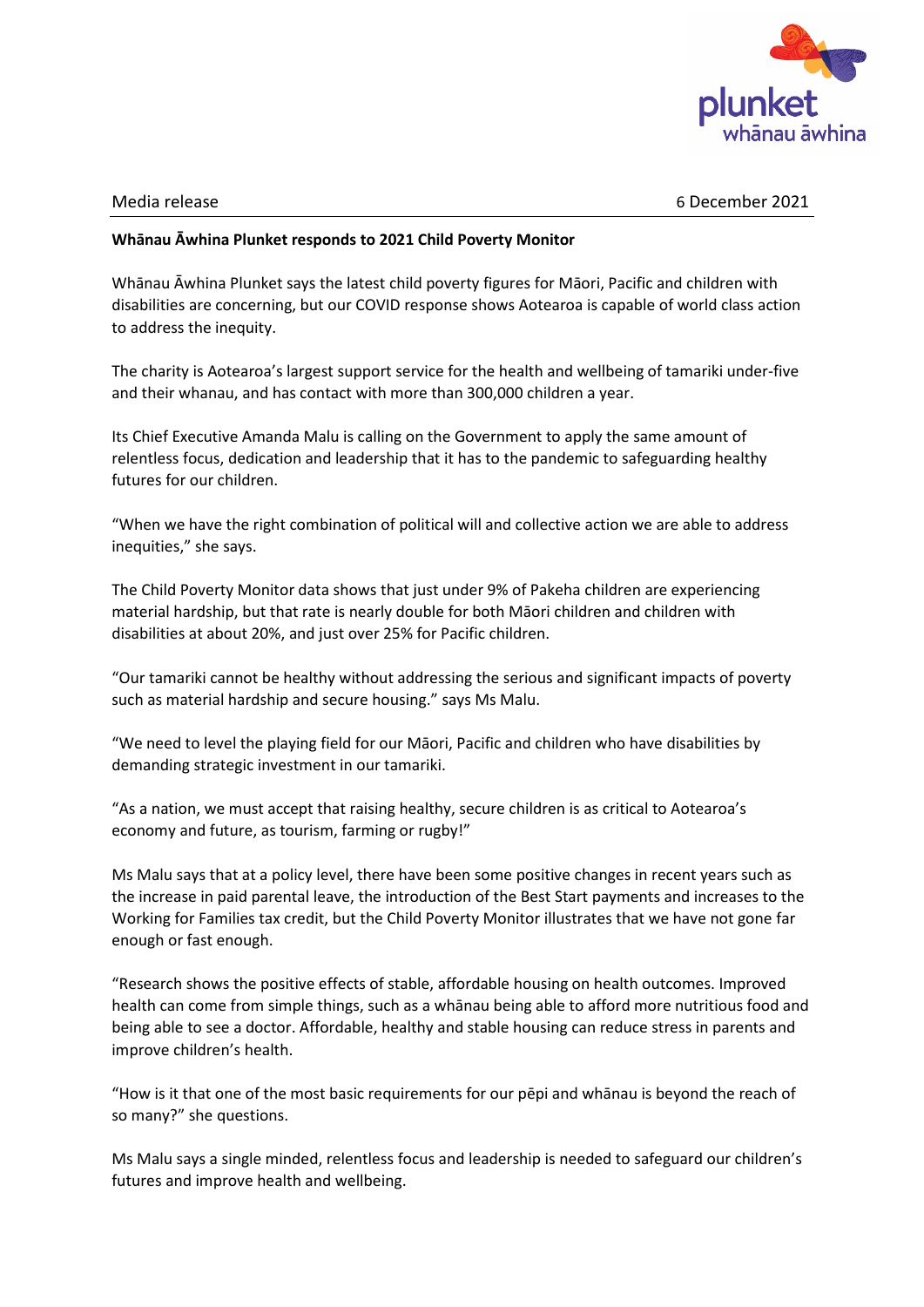Media release 6 December 2021

**Whānau Āwhina Plunket responds to 2021 Child Poverty Monitor**

Whānau Āwhina Plunket says the latest child poverty figures for Māori, Pacific and children with disabilities are concerning, but our COVID response shows Aotearoa is capable of world class action to address the inequity.

The charity is Aotearoa's largest support service for the health and wellbeing of tamariki under-five and their whanau, and has contact with more than 300,000 children a year.

Its Chief Executive Amanda Malu is calling on the Government to apply the same amount of relentless focus, dedication and leadership that it has to the pandemic to safeguarding healthy futures for our children.

"When we have the right combination of political will and collective action we are able to address inequities," she says.

The Child Poverty Monitor data shows that just under 9% of Pakeha children are experiencing material hardship, but that rate is nearly double for both Māori children and children with disabilities at about 20%, and just over 25% for Pacific children.

"Our tamariki cannot be healthy without addressing the serious and significant impacts of poverty such as material hardship and secure housing." says Ms Malu.

"We need to level the playing field for our Māori, Pacific and children who have disabilities by demanding strategic investment in our tamariki.

"As a nation, we must accept that raising healthy, secure children is as critical to Aotearoa's economy and future, as tourism, farming or rugby!"

Ms Malu says that at a policy level, there have been some positive changes in recent years such as the increase in paid parental leave, the introduction of the Best Start payments and increases to the Working for Families tax credit, but the Child Poverty Monitor illustrates that we have not gone far enough or fast enough.

"Research shows the positive effects of stable, affordable housing on health outcomes. Improved health can come from simple things, such as a whānau being able to afford more nutritious food and being able to see a doctor. Affordable, healthy and stable housing can reduce stress in parents and improve children's health.

"How is it that one of the most basic requirements for our pēpi and whānau is beyond the reach of so many?" she questions.

Ms Malu says a single minded, relentless focus and leadership is needed to safeguard our children's futures and improve health and wellbeing.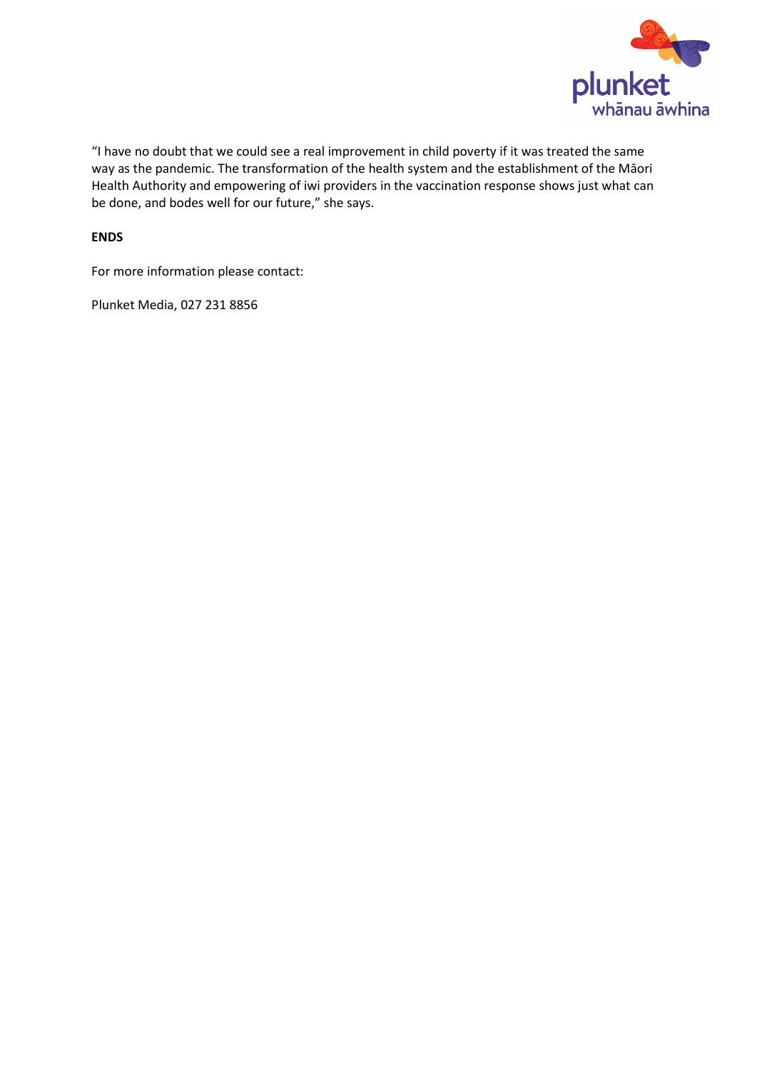"I have no doubt that we could see a real improvement in child poverty if it was treated the same way as the pandemic. The transformation of the health system and the establishment of the Māori Health Authority and empowering of iwi providers in the vaccination response shows just what can be done, and bodes well for our future," she says.

**ENDS**

For more information please contact:

Plunket Media, 027 231 8856